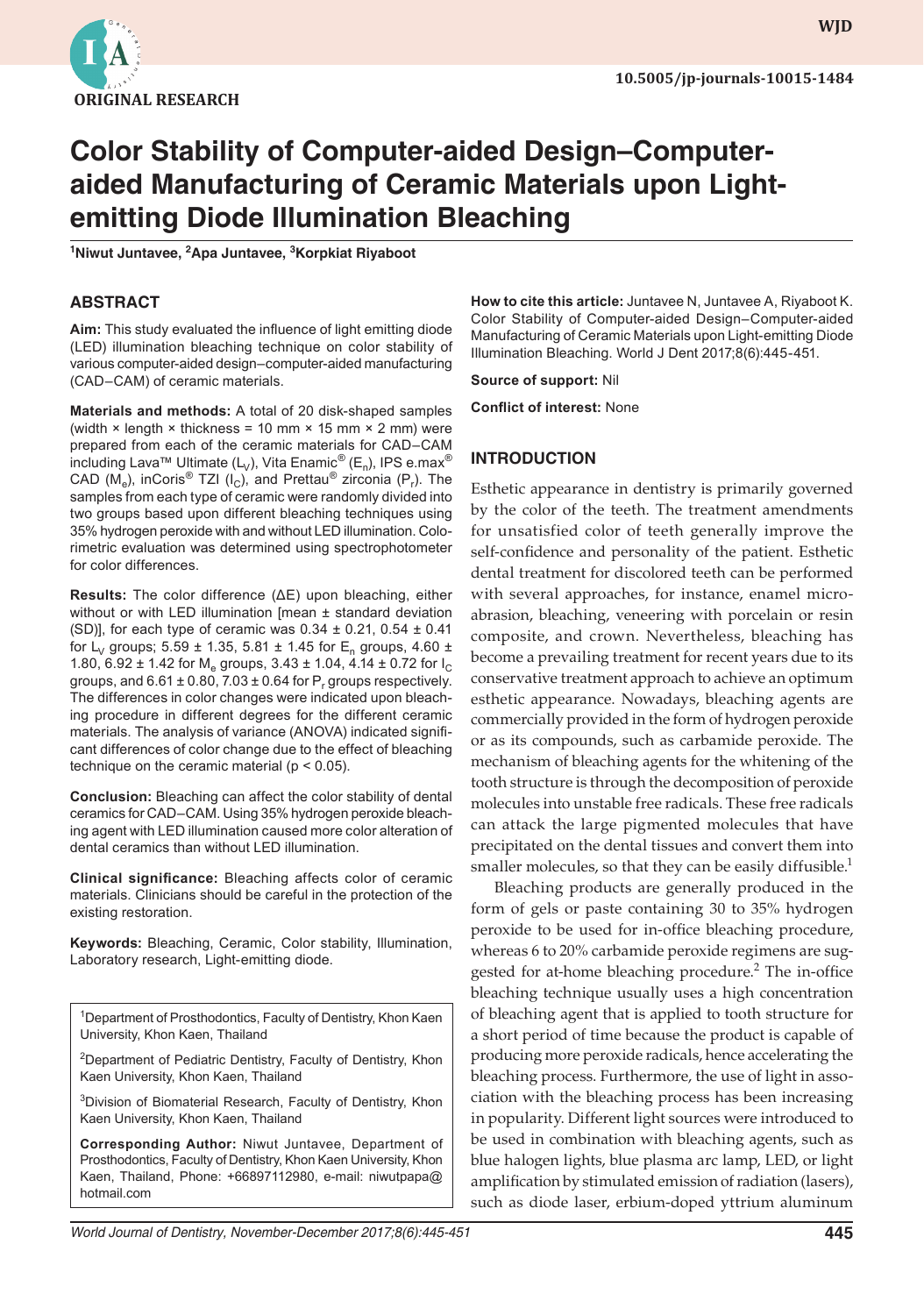ORIGINAL RESEARCH

10.5005/jp-journals-10015-1484

# Color Stability of Computer-aided Design–Computer-aided Manufacturing of Ceramic Materials upon Light-emitting Diode Illumination Bleaching

[1]Niwut Juntavee, [2]Apa Juntavee, [3]Korpkiat Riyaboot

## ABSTRACT

**Aim:** This study evaluated the influence of light emitting diode (LED) illumination bleaching technique on color stability of various computer-aided design–computer-aided manufacturing (CAD–CAM) of ceramic materials.

**Materials and methods:** A total of 20 disk-shaped samples (width × length × thickness = 10 mm × 15 mm × 2 mm) were prepared from each of the ceramic materials for CAD–CAM including Lava™ Ultimate ($L_V$), Vita Enamic® ($E_n$), IPS e.max® CAD ($M_e$), inCoris® TZI ($I_C$), and Prettau® zirconia ($P_r$). The samples from each type of ceramic were randomly divided into two groups based upon different bleaching techniques using 35% hydrogen peroxide with and without LED illumination. Colorimetric evaluation was determined using spectrophotometer for color differences.

**Results:** The color difference ($\Delta E$) upon bleaching, either without or with LED illumination [mean ± standard deviation (SD)], for each type of ceramic was 0.34 ± 0.21, 0.54 ± 0.41 for $L_V$ groups; 5.59 ± 1.35, 5.81 ± 1.45 for $E_n$ groups, 4.60 ± 1.80, 6.92 ± 1.42 for $M_e$ groups, 3.43 ± 1.04, 4.14 ± 0.72 for $I_C$ groups, and 6.61 ± 0.80, 7.03 ± 0.64 for $P_r$ groups respectively. The differences in color changes were indicated upon bleaching procedure in different degrees for the different ceramic materials. The analysis of variance (ANOVA) indicated significant differences of color change due to the effect of bleaching technique on the ceramic material ($p < 0.05$).

**Conclusion:** Bleaching can affect the color stability of dental ceramics for CAD–CAM. Using 35% hydrogen peroxide bleaching agent with LED illumination caused more color alteration of dental ceramics than without LED illumination.

**Clinical significance:** Bleaching affects color of ceramic materials. Clinicians should be careful in the protection of the existing restoration.

**Keywords:** Bleaching, Ceramic, Color stability, Illumination, Laboratory research, Light-emitting diode.

[1]Department of Prosthodontics, Faculty of Dentistry, Khon Kaen University, Khon Kaen, Thailand

[2]Department of Pediatric Dentistry, Faculty of Dentistry, Khon Kaen University, Khon Kaen, Thailand

[3]Division of Biomaterial Research, Faculty of Dentistry, Khon Kaen University, Khon Kaen, Thailand

**Corresponding Author:** Niwut Juntavee, Department of Prosthodontics, Faculty of Dentistry, Khon Kaen University, Khon Kaen, Thailand, Phone: +66897112980, e-mail: niwutpapa@hotmail.com

**How to cite this article:** Juntavee N, Juntavee A, Riyaboot K. Color Stability of Computer-aided Design–Computer-aided Manufacturing of Ceramic Materials upon Light-emitting Diode Illumination Bleaching. World J Dent 2017;8(6):445-451.

**Source of support:** Nil

**Conflict of interest:** None

## INTRODUCTION

Esthetic appearance in dentistry is primarily governed by the color of the teeth. The treatment amendments for unsatisfied color of teeth generally improve the self-confidence and personality of the patient. Esthetic dental treatment for discolored teeth can be performed with several approaches, for instance, enamel microabrasion, bleaching, veneering with porcelain or resin composite, and crown. Nevertheless, bleaching has become a prevailing treatment for recent years due to its conservative treatment approach to achieve an optimum esthetic appearance. Nowadays, bleaching agents are commercially provided in the form of hydrogen peroxide or as its compounds, such as carbamide peroxide. The mechanism of bleaching agents for the whitening of the tooth structure is through the decomposition of peroxide molecules into unstable free radicals. These free radicals can attack the large pigmented molecules that have precipitated on the dental tissues and convert them into smaller molecules, so that they can be easily diffusible.[1]

Bleaching products are generally produced in the form of gels or paste containing 30 to 35% hydrogen peroxide to be used for in-office bleaching procedure, whereas 6 to 20% carbamide peroxide regimens are suggested for at-home bleaching procedure.[2] The in-office bleaching technique usually uses a high concentration of bleaching agent that is applied to tooth structure for a short period of time because the product is capable of producing more peroxide radicals, hence accelerating the bleaching process. Furthermore, the use of light in association with the bleaching process has been increasing in popularity. Different light sources were introduced to be used in combination with bleaching agents, such as blue halogen lights, blue plasma arc lamp, LED, or light amplification by stimulated emission of radiation (lasers), such as diode laser, erbium-doped yttrium aluminum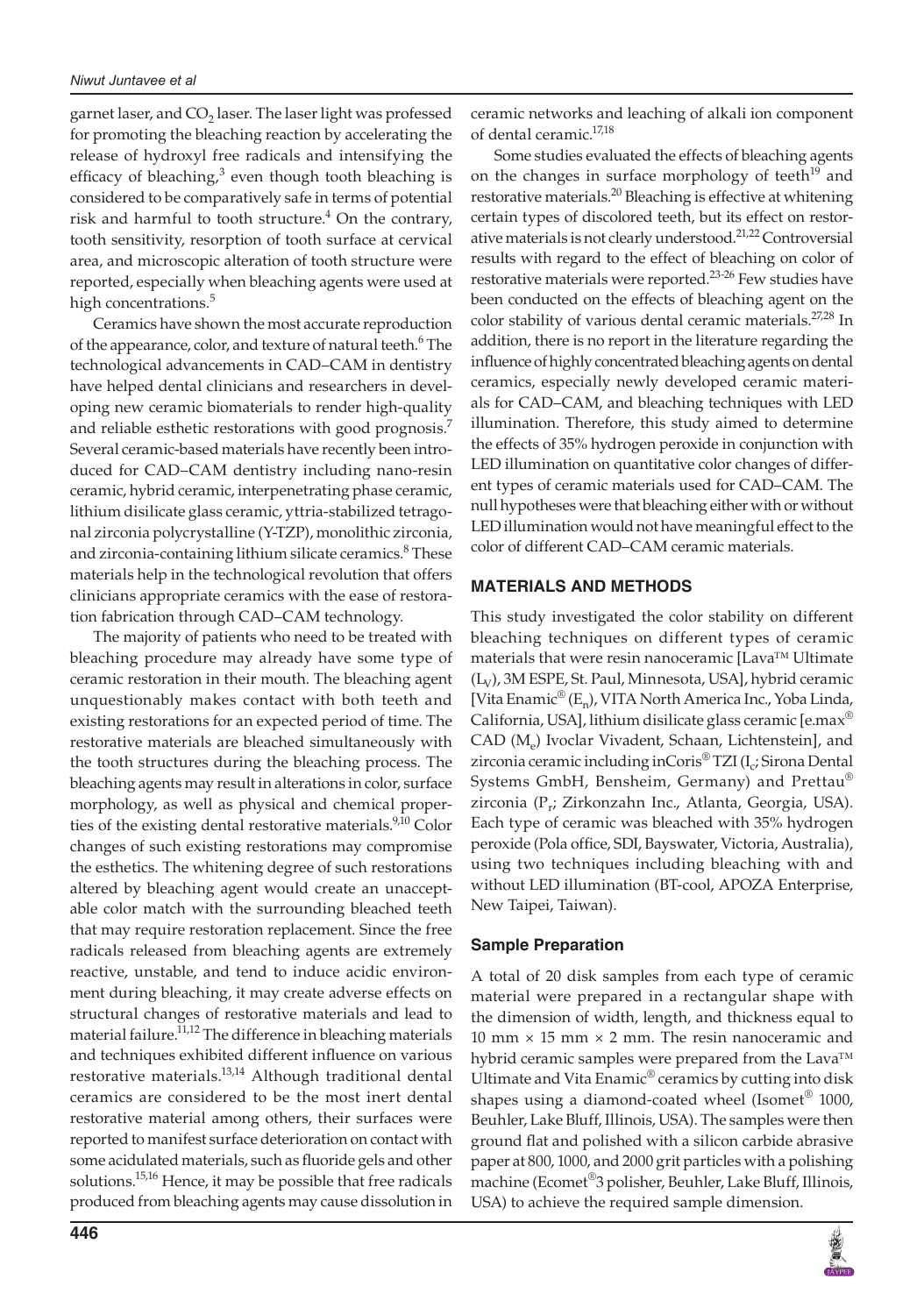garnet laser, and $CO_2$ laser. The laser light was professed for promoting the bleaching reaction by accelerating the release of hydroxyl free radicals and intensifying the efficacy of bleaching,[3] even though tooth bleaching is considered to be comparatively safe in terms of potential risk and harmful to tooth structure.[4] On the contrary, tooth sensitivity, resorption of tooth surface at cervical area, and microscopic alteration of tooth structure were reported, especially when bleaching agents were used at high concentrations.[5]

Ceramics have shown the most accurate reproduction of the appearance, color, and texture of natural teeth.[6] The technological advancements in CAD–CAM in dentistry have helped dental clinicians and researchers in developing new ceramic biomaterials to render high-quality and reliable esthetic restorations with good prognosis.[7] Several ceramic-based materials have recently been introduced for CAD–CAM dentistry including nano-resin ceramic, hybrid ceramic, interpenetrating phase ceramic, lithium disilicate glass ceramic, yttria-stabilized tetragonal zirconia polycrystalline (Y-TZP), monolithic zirconia, and zirconia-containing lithium silicate ceramics.[8] These materials help in the technological revolution that offers clinicians appropriate ceramics with the ease of restoration fabrication through CAD–CAM technology.

The majority of patients who need to be treated with bleaching procedure may already have some type of ceramic restoration in their mouth. The bleaching agent unquestionably makes contact with both teeth and existing restorations for an expected period of time. The restorative materials are bleached simultaneously with the tooth structures during the bleaching process. The bleaching agents may result in alterations in color, surface morphology, as well as physical and chemical properties of the existing dental restorative materials.[9,10] Color changes of such existing restorations may compromise the esthetics. The whitening degree of such restorations altered by bleaching agent would create an unacceptable color match with the surrounding bleached teeth that may require restoration replacement. Since the free radicals released from bleaching agents are extremely reactive, unstable, and tend to induce acidic environment during bleaching, it may create adverse effects on structural changes of restorative materials and lead to material failure.[11,12] The difference in bleaching materials and techniques exhibited different influence on various restorative materials.[13,14] Although traditional dental ceramics are considered to be the most inert dental restorative material among others, their surfaces were reported to manifest surface deterioration on contact with some acidulated materials, such as fluoride gels and other solutions.[15,16] Hence, it may be possible that free radicals produced from bleaching agents may cause dissolution in ceramic networks and leaching of alkali ion component of dental ceramic.[17,18]

Some studies evaluated the effects of bleaching agents on the changes in surface morphology of teeth[19] and restorative materials.[20] Bleaching is effective at whitening certain types of discolored teeth, but its effect on restorative materials is not clearly understood.[21,22] Controversial results with regard to the effect of bleaching on color of restorative materials were reported.[23-26] Few studies have been conducted on the effects of bleaching agent on the color stability of various dental ceramic materials.[27,28] In addition, there is no report in the literature regarding the influence of highly concentrated bleaching agents on dental ceramics, especially newly developed ceramic materials for CAD–CAM, and bleaching techniques with LED illumination. Therefore, this study aimed to determine the effects of 35% hydrogen peroxide in conjunction with LED illumination on quantitative color changes of different types of ceramic materials used for CAD–CAM. The null hypotheses were that bleaching either with or without LED illumination would not have meaningful effect to the color of different CAD–CAM ceramic materials.

## MATERIALS AND METHODS

This study investigated the color stability on different bleaching techniques on different types of ceramic materials that were resin nanoceramic [Lava™ Ultimate ($L_V$), 3M ESPE, St. Paul, Minnesota, USA], hybrid ceramic [Vita Enamic® ($E_n$), VITA North America Inc., Yoba Linda, California, USA], lithium disilicate glass ceramic [e.max® CAD ($M_e$) Ivoclar Vivadent, Schaan, Lichtenstein], and zirconia ceramic including inCoris® TZI ($I_c$; Sirona Dental Systems GmbH, Bensheim, Germany) and Prettau® zirconia ($P_r$; Zirkonzahn Inc., Atlanta, Georgia, USA). Each type of ceramic was bleached with 35% hydrogen peroxide (Pola office, SDI, Bayswater, Victoria, Australia), using two techniques including bleaching with and without LED illumination (BT-cool, APOZA Enterprise, New Taipei, Taiwan).

### Sample Preparation

A total of 20 disk samples from each type of ceramic material were prepared in a rectangular shape with the dimension of width, length, and thickness equal to 10 mm × 15 mm × 2 mm. The resin nanoceramic and hybrid ceramic samples were prepared from the Lava™ Ultimate and Vita Enamic® ceramics by cutting into disk shapes using a diamond-coated wheel (Isomet® 1000, Beuhler, Lake Bluff, Illinois, USA). The samples were then ground flat and polished with a silicon carbide abrasive paper at 800, 1000, and 2000 grit particles with a polishing machine (Ecomet®3 polisher, Beuhler, Lake Bluff, Illinois, USA) to achieve the required sample dimension.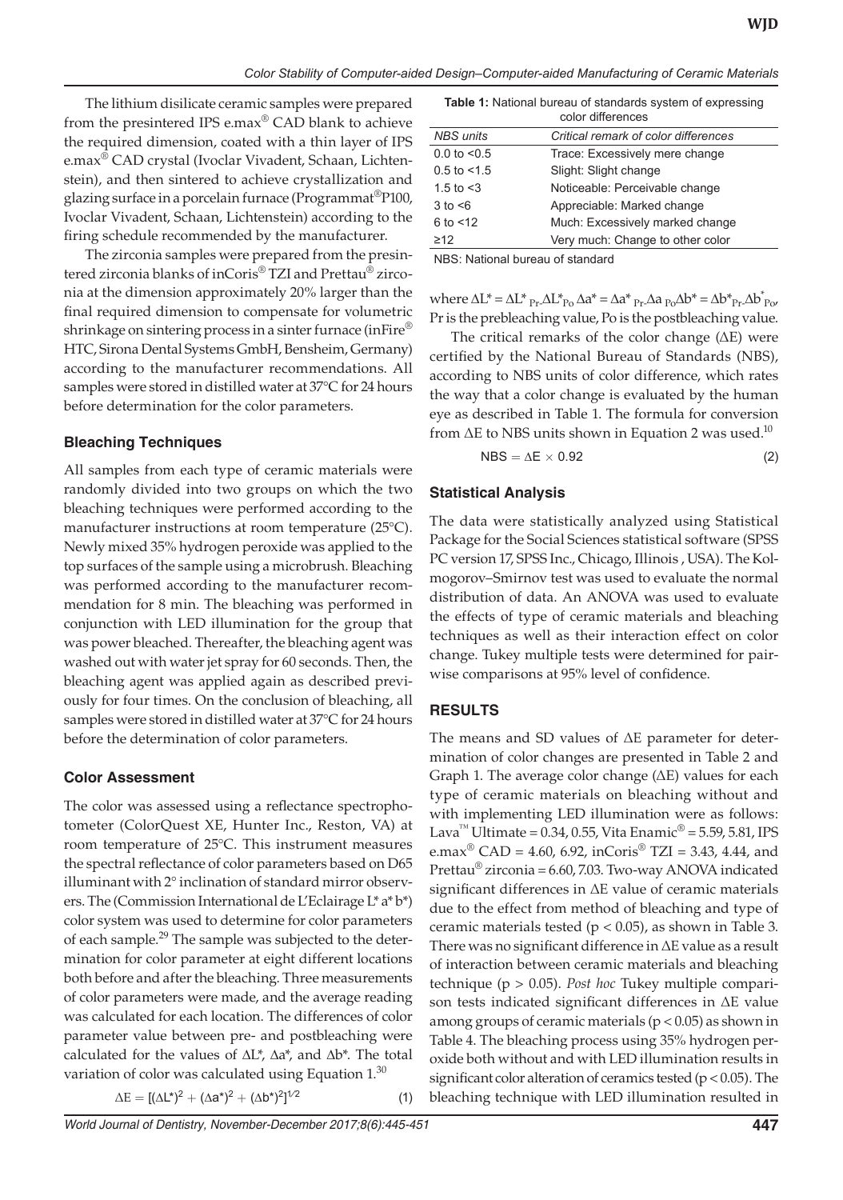The lithium disilicate ceramic samples were prepared from the presintered IPS e.max® CAD blank to achieve the required dimension, coated with a thin layer of IPS e.max® CAD crystal (Ivoclar Vivadent, Schaan, Lichtenstein), and then sintered to achieve crystallization and glazing surface in a porcelain furnace (Programmat®P100, Ivoclar Vivadent, Schaan, Lichtenstein) according to the firing schedule recommended by the manufacturer.

The zirconia samples were prepared from the presintered zirconia blanks of inCoris® TZI and Prettau® zirconia at the dimension approximately 20% larger than the final required dimension to compensate for volumetric shrinkage on sintering process in a sinter furnace (inFire® HTC, Sirona Dental Systems GmbH, Bensheim, Germany) according to the manufacturer recommendations. All samples were stored in distilled water at 37°C for 24 hours before determination for the color parameters.

### Bleaching Techniques

All samples from each type of ceramic materials were randomly divided into two groups on which the two bleaching techniques were performed according to the manufacturer instructions at room temperature (25°C). Newly mixed 35% hydrogen peroxide was applied to the top surfaces of the sample using a microbrush. Bleaching was performed according to the manufacturer recommendation for 8 min. The bleaching was performed in conjunction with LED illumination for the group that was power bleached. Thereafter, the bleaching agent was washed out with water jet spray for 60 seconds. Then, the bleaching agent was applied again as described previously for four times. On the conclusion of bleaching, all samples were stored in distilled water at 37°C for 24 hours before the determination of color parameters.

### Color Assessment

The color was assessed using a reflectance spectrophotometer (ColorQuest XE, Hunter Inc., Reston, VA) at room temperature of 25°C. This instrument measures the spectral reflectance of color parameters based on D65 illuminant with 2° inclination of standard mirror observers. The (Commission International de L'Eclairage L* a* b*) color system was used to determine for color parameters of each sample.[29] The sample was subjected to the determination for color parameter at eight different locations both before and after the bleaching. Three measurements of color parameters were made, and the average reading was calculated for each location. The differences of color parameter value between pre- and postbleaching were calculated for the values of $\Delta L^*$, $\Delta a^*$, and $\Delta b^*$. The total variation of color was calculated using Equation 1.[30]

$$\Delta E = [(\Delta L^*)^2 + (\Delta a^*)^2 + (\Delta b^*)^2]^{1/2} \quad (1)$$

**Table 1:** National bureau of standards system of expressing color differences

| *NBS units* | *Critical remark of color differences* |
|---|---|
| 0.0 to <0.5 | Trace: Excessively mere change |
| 0.5 to <1.5 | Slight: Slight change |
| 1.5 to <3 | Noticeable: Perceivable change |
| 3 to <6 | Appreciable: Marked change |
| 6 to <12 | Much: Excessively marked change |
| ≥12 | Very much: Change to other color |

NBS: National bureau of standard

where $\Delta L^* = \Delta L^*_{Pr} \text{-} \Delta L^*_{Po}$ $\Delta a^* = \Delta a^*_{Pr} \text{-} \Delta a_{Po}$ $\Delta b^* = \Delta b^*_{Pr} \text{-} \Delta b^*_{Po}$, Pr is the prebleaching value, Po is the postbleaching value.

The critical remarks of the color change (ΔE) were certified by the National Bureau of Standards (NBS), according to NBS units of color difference, which rates the way that a color change is evaluated by the human eye as described in Table 1. The formula for conversion from ΔE to NBS units shown in Equation 2 was used.[10]

$$\text{NBS} = \Delta E \times 0.92 \quad (2)$$

### Statistical Analysis

The data were statistically analyzed using Statistical Package for the Social Sciences statistical software (SPSS PC version 17, SPSS Inc., Chicago, Illinois , USA). The Kolmogorov–Smirnov test was used to evaluate the normal distribution of data. An ANOVA was used to evaluate the effects of type of ceramic materials and bleaching techniques as well as their interaction effect on color change. Tukey multiple tests were determined for pairwise comparisons at 95% level of confidence.

## RESULTS

The means and SD values of ΔE parameter for determination of color changes are presented in Table 2 and Graph 1. The average color change (ΔE) values for each type of ceramic materials on bleaching without and with implementing LED illumination were as follows: Lava™ Ultimate = 0.34, 0.55, Vita Enamic® = 5.59, 5.81, IPS e.max® CAD = 4.60, 6.92, inCoris® TZI = 3.43, 4.44, and Prettau® zirconia = 6.60, 7.03. Two-way ANOVA indicated significant differences in ΔE value of ceramic materials due to the effect from method of bleaching and type of ceramic materials tested ($p < 0.05$), as shown in Table 3. There was no significant difference in ΔE value as a result of interaction between ceramic materials and bleaching technique ($p > 0.05$). *Post hoc* Tukey multiple comparison tests indicated significant differences in ΔE value among groups of ceramic materials ($p < 0.05$) as shown in Table 4. The bleaching process using 35% hydrogen peroxide both without and with LED illumination results in significant color alteration of ceramics tested ($p < 0.05$). The bleaching technique with LED illumination resulted in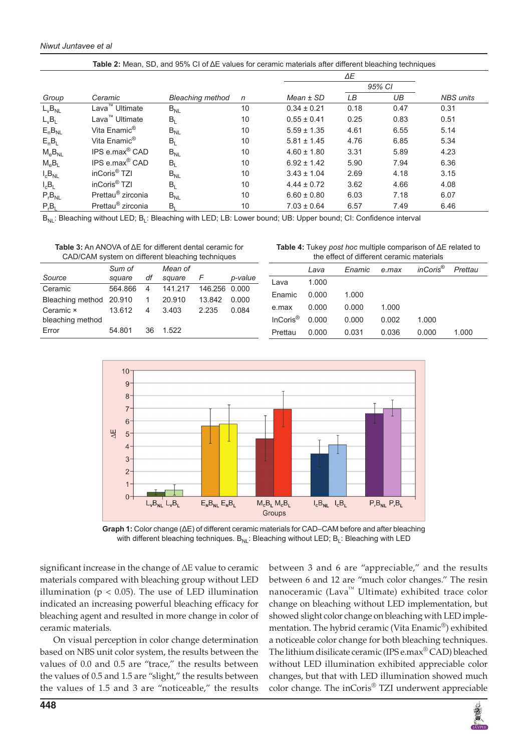**Table 2:** Mean, SD, and 95% CI of ΔE values for ceramic materials after different bleaching techniques

| Group | Ceramic | Bleaching method | n | ΔE Mean ± SD | 95% CI LB | 95% CI UB | NBS units |
|---|---|---|---|---|---|---|---|
| $L_vB_{NL}$ | Lava™ Ultimate | $B_{NL}$ | 10 | 0.34 ± 0.21 | 0.18 | 0.47 | 0.31 |
| $L_vB_L$ | Lava™ Ultimate | $B_L$ | 10 | 0.55 ± 0.41 | 0.25 | 0.83 | 0.51 |
| $E_nB_{NL}$ | Vita Enamic® | $B_{NL}$ | 10 | 5.59 ± 1.35 | 4.61 | 6.55 | 5.14 |
| $E_nB_L$ | Vita Enamic® | $B_L$ | 10 | 5.81 ± 1.45 | 4.76 | 6.85 | 5.34 |
| $M_eB_{NL}$ | IPS e.max® CAD | $B_{NL}$ | 10 | 4.60 ± 1.80 | 3.31 | 5.89 | 4.23 |
| $M_eB_L$ | IPS e.max® CAD | $B_L$ | 10 | 6.92 ± 1.42 | 5.90 | 7.94 | 6.36 |
| $I_cB_{NL}$ | inCoris® TZI | $B_{NL}$ | 10 | 3.43 ± 1.04 | 2.69 | 4.18 | 3.15 |
| $I_cB_L$ | inCoris® TZI | $B_L$ | 10 | 4.44 ± 0.72 | 3.62 | 4.66 | 4.08 |
| $P_rB_{NL}$ | Prettau® zirconia | $B_{NL}$ | 10 | 6.60 ± 0.80 | 6.03 | 7.18 | 6.07 |
| $P_rB_L$ | Prettau® zirconia | $B_L$ | 10 | 7.03 ± 0.64 | 6.57 | 7.49 | 6.46 |

$B_{NL}$: Bleaching without LED; $B_L$: Bleaching with LED; LB: Lower bound; UB: Upper bound; CI: Confidence interval

**Table 3:** An ANOVA of ΔE for different dental ceramic for CAD/CAM system on different bleaching techniques

| Source | Sum of square | df | Mean of square | F | p-value |
|---|---|---|---|---|---|
| Ceramic | 564.866 | 4 | 141.217 | 146.256 | 0.000 |
| Bleaching method | 20.910 | 1 | 20.910 | 13.842 | 0.000 |
| Ceramic × bleaching method | 13.612 | 4 | 3.403 | 2.235 | 0.084 |
| Error | 54.801 | 36 | 1.522 | | |

**Table 4:** Tukey *post hoc* multiple comparison of ΔE related to the effect of different ceramic materials

| | Lava | Enamic | e.max | inCoris® | Prettau |
|---|---|---|---|---|---|
| Lava | 1.000 | | | | |
| Enamic | 0.000 | 1.000 | | | |
| e.max | 0.000 | 0.000 | 1.000 | | |
| InCoris® | 0.000 | 0.000 | 0.002 | 1.000 | |
| Prettau | 0.000 | 0.031 | 0.036 | 0.000 | 1.000 |

**Graph 1:** Color change (ΔE) of different ceramic materials for CAD–CAM before and after bleaching with different bleaching techniques. $B_{NL}$: Bleaching without LED; $B_L$: Bleaching with LED

significant increase in the change of ΔE value to ceramic materials compared with bleaching group without LED illumination ($p < 0.05$). The use of LED illumination indicated an increasing powerful bleaching efficacy for bleaching agent and resulted in more change in color of ceramic materials.

On visual perception in color change determination based on NBS unit color system, the results between the values of 0.0 and 0.5 are "trace," the results between the values of 0.5 and 1.5 are "slight," the results between the values of 1.5 and 3 are "noticeable," the results between 3 and 6 are "appreciable," and the results between 6 and 12 are "much color changes." The resin nanoceramic (Lava™ Ultimate) exhibited trace color change on bleaching without LED implementation, but showed slight color change on bleaching with LED implementation. The hybrid ceramic (Vita Enamic®) exhibited a noticeable color change for both bleaching techniques. The lithium disilicate ceramic (IPS e.max® CAD) bleached without LED illumination exhibited appreciable color changes, but that with LED illumination showed much color change. The inCoris® TZI underwent appreciable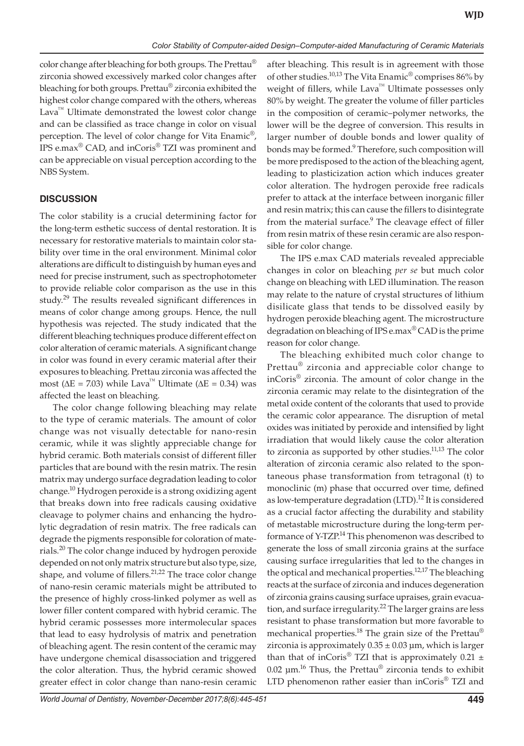color change after bleaching for both groups. The Prettau® zirconia showed excessively marked color changes after bleaching for both groups. Prettau® zirconia exhibited the highest color change compared with the others, whereas Lava™ Ultimate demonstrated the lowest color change and can be classified as trace change in color on visual perception. The level of color change for Vita Enamic®, IPS e.max® CAD, and inCoris® TZI was prominent and can be appreciable on visual perception according to the NBS System.

## DISCUSSION

The color stability is a crucial determining factor for the long-term esthetic success of dental restoration. It is necessary for restorative materials to maintain color stability over time in the oral environment. Minimal color alterations are difficult to distinguish by human eyes and need for precise instrument, such as spectrophotometer to provide reliable color comparison as the use in this study.[29] The results revealed significant differences in means of color change among groups. Hence, the null hypothesis was rejected. The study indicated that the different bleaching techniques produce different effect on color alteration of ceramic materials. A significant change in color was found in every ceramic material after their exposures to bleaching. Prettau zirconia was affected the most ($\Delta E = 7.03$) while Lava™ Ultimate ($\Delta E = 0.34$) was affected the least on bleaching.

The color change following bleaching may relate to the type of ceramic materials. The amount of color change was not visually detectable for nano-resin ceramic, while it was slightly appreciable change for hybrid ceramic. Both materials consist of different filler particles that are bound with the resin matrix. The resin matrix may undergo surface degradation leading to color change.[10] Hydrogen peroxide is a strong oxidizing agent that breaks down into free radicals causing oxidative cleavage to polymer chains and enhancing the hydrolytic degradation of resin matrix. The free radicals can degrade the pigments responsible for coloration of materials.[20] The color change induced by hydrogen peroxide depended on not only matrix structure but also type, size, shape, and volume of fillers.[21,22] The trace color change of nano-resin ceramic materials might be attributed to the presence of highly cross-linked polymer as well as lower filler content compared with hybrid ceramic. The hybrid ceramic possesses more intermolecular spaces that lead to easy hydrolysis of matrix and penetration of bleaching agent. The resin content of the ceramic may have undergone chemical disassociation and triggered the color alteration. Thus, the hybrid ceramic showed greater effect in color change than nano-resin ceramic after bleaching. This result is in agreement with those of other studies.[10,13] The Vita Enamic® comprises 86% by weight of fillers, while Lava™ Ultimate possesses only 80% by weight. The greater the volume of filler particles in the composition of ceramic–polymer networks, the lower will be the degree of conversion. This results in larger number of double bonds and lower quality of bonds may be formed.[9] Therefore, such composition will be more predisposed to the action of the bleaching agent, leading to plasticization action which induces greater color alteration. The hydrogen peroxide free radicals prefer to attack at the interface between inorganic filler and resin matrix; this can cause the fillers to disintegrate from the material surface.[9] The cleavage effect of filler from resin matrix of these resin ceramic are also responsible for color change.

The IPS e.max CAD materials revealed appreciable changes in color on bleaching *per se* but much color change on bleaching with LED illumination. The reason may relate to the nature of crystal structures of lithium disilicate glass that tends to be dissolved easily by hydrogen peroxide bleaching agent. The microstructure degradation on bleaching of IPS e.max® CAD is the prime reason for color change.

The bleaching exhibited much color change to Prettau® zirconia and appreciable color change to inCoris® zirconia. The amount of color change in the zirconia ceramic may relate to the disintegration of the metal oxide content of the colorants that used to provide the ceramic color appearance. The disruption of metal oxides was initiated by peroxide and intensified by light irradiation that would likely cause the color alteration to zirconia as supported by other studies.[11,13] The color alteration of zirconia ceramic also related to the spontaneous phase transformation from tetragonal (t) to monoclinic (m) phase that occurred over time, defined as low-temperature degradation (LTD).[12] It is considered as a crucial factor affecting the durability and stability of metastable microstructure during the long-term performance of Y-TZP.[14] This phenomenon was described to generate the loss of small zirconia grains at the surface causing surface irregularities that led to the changes in the optical and mechanical properties.[12,17] The bleaching reacts at the surface of zirconia and induces degeneration of zirconia grains causing surface upraises, grain evacuation, and surface irregularity.[22] The larger grains are less resistant to phase transformation but more favorable to mechanical properties.[18] The grain size of the Prettau® zirconia is approximately $0.35 \pm 0.03$ µm, which is larger than that of inCoris® TZI that is approximately $0.21 \pm 0.02$ µm.[16] Thus, the Prettau® zirconia tends to exhibit LTD phenomenon rather easier than inCoris® TZI and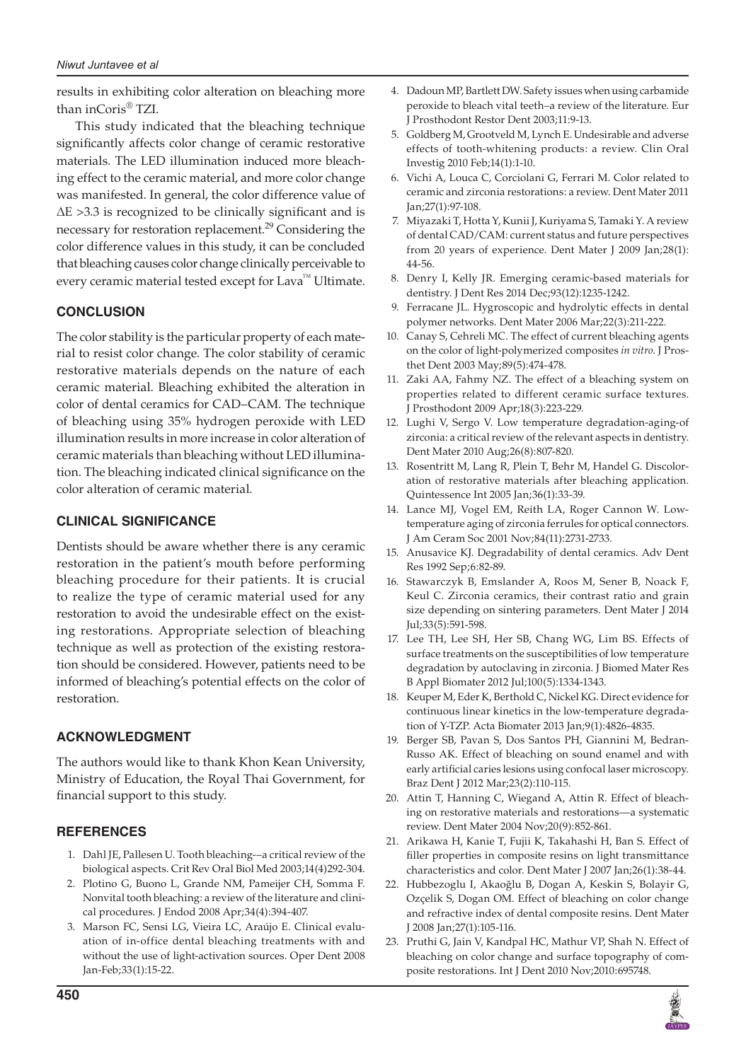results in exhibiting color alteration on bleaching more than inCoris® TZI.

This study indicated that the bleaching technique significantly affects color change of ceramic restorative materials. The LED illumination induced more bleaching effect to the ceramic material, and more color change was manifested. In general, the color difference value of $\Delta E > 3.3$ is recognized to be clinically significant and is necessary for restoration replacement.[29] Considering the color difference values in this study, it can be concluded that bleaching causes color change clinically perceivable to every ceramic material tested except for Lava™ Ultimate.

## CONCLUSION

The color stability is the particular property of each material to resist color change. The color stability of ceramic restorative materials depends on the nature of each ceramic material. Bleaching exhibited the alteration in color of dental ceramics for CAD–CAM. The technique of bleaching using 35% hydrogen peroxide with LED illumination results in more increase in color alteration of ceramic materials than bleaching without LED illumination. The bleaching indicated clinical significance on the color alteration of ceramic material.

## CLINICAL SIGNIFICANCE

Dentists should be aware whether there is any ceramic restoration in the patient's mouth before performing bleaching procedure for their patients. It is crucial to realize the type of ceramic material used for any restoration to avoid the undesirable effect on the existing restorations. Appropriate selection of bleaching technique as well as protection of the existing restoration should be considered. However, patients need to be informed of bleaching's potential effects on the color of restoration.

## ACKNOWLEDGMENT

The authors would like to thank Khon Kean University, Ministry of Education, the Royal Thai Government, for financial support to this study.

## REFERENCES

1. Dahl JE, Pallesen U. Tooth bleaching-–a critical review of the biological aspects. Crit Rev Oral Biol Med 2003;14(4)292-304.
2. Plotino G, Buono L, Grande NM, Pameijer CH, Somma F. Nonvital tooth bleaching: a review of the literature and clinical procedures. J Endod 2008 Apr;34(4):394-407.
3. Marson FC, Sensi LG, Vieira LC, Araújo E. Clinical evaluation of in-office dental bleaching treatments with and without the use of light-activation sources. Oper Dent 2008 Jan-Feb;33(1):15-22.
4. Dadoun MP, Bartlett DW. Safety issues when using carbamide peroxide to bleach vital teeth–a review of the literature. Eur J Prosthodont Restor Dent 2003;11:9-13.
5. Goldberg M, Grootveld M, Lynch E. Undesirable and adverse effects of tooth-whitening products: a review. Clin Oral Investig 2010 Feb;14(1):1-10.
6. Vichi A, Louca C, Corciolani G, Ferrari M. Color related to ceramic and zirconia restorations: a review. Dent Mater 2011 Jan;27(1):97-108.
7. Miyazaki T, Hotta Y, Kunii J, Kuriyama S, Tamaki Y. A review of dental CAD/CAM: current status and future perspectives from 20 years of experience. Dent Mater J 2009 Jan;28(1): 44-56.
8. Denry I, Kelly JR. Emerging ceramic-based materials for dentistry. J Dent Res 2014 Dec;93(12):1235-1242.
9. Ferracane JL. Hygroscopic and hydrolytic effects in dental polymer networks. Dent Mater 2006 Mar;22(3):211-222.
10. Canay S, Cehreli MC. The effect of current bleaching agents on the color of light-polymerized composites *in vitro*. J Prosthet Dent 2003 May;89(5):474-478.
11. Zaki AA, Fahmy NZ. The effect of a bleaching system on properties related to different ceramic surface textures. J Prosthodont 2009 Apr;18(3):223-229.
12. Lughi V, Sergo V. Low temperature degradation-aging-of zirconia: a critical review of the relevant aspects in dentistry. Dent Mater 2010 Aug;26(8):807-820.
13. Rosentritt M, Lang R, Plein T, Behr M, Handel G. Discoloration of restorative materials after bleaching application. Quintessence Int 2005 Jan;36(1):33-39.
14. Lance MJ, Vogel EM, Reith LA, Roger Cannon W. Low-temperature aging of zirconia ferrules for optical connectors. J Am Ceram Soc 2001 Nov;84(11):2731-2733.
15. Anusavice KJ. Degradability of dental ceramics. Adv Dent Res 1992 Sep;6:82-89.
16. Stawarczyk B, Emslander A, Roos M, Sener B, Noack F, Keul C. Zirconia ceramics, their contrast ratio and grain size depending on sintering parameters. Dent Mater J 2014 Jul;33(5):591-598.
17. Lee TH, Lee SH, Her SB, Chang WG, Lim BS. Effects of surface treatments on the susceptibilities of low temperature degradation by autoclaving in zirconia. J Biomed Mater Res B Appl Biomater 2012 Jul;100(5):1334-1343.
18. Keuper M, Eder K, Berthold C, Nickel KG. Direct evidence for continuous linear kinetics in the low-temperature degradation of Y-TZP. Acta Biomater 2013 Jan;9(1):4826-4835.
19. Berger SB, Pavan S, Dos Santos PH, Giannini M, Bedran-Russo AK. Effect of bleaching on sound enamel and with early artificial caries lesions using confocal laser microscopy. Braz Dent J 2012 Mar;23(2):110-115.
20. Attin T, Hanning C, Wiegand A, Attin R. Effect of bleaching on restorative materials and restorations—a systematic review. Dent Mater 2004 Nov;20(9):852-861.
21. Arikawa H, Kanie T, Fujii K, Takahashi H, Ban S. Effect of filler properties in composite resins on light transmittance characteristics and color. Dent Mater J 2007 Jan;26(1):38-44.
22. Hubbezoglu I, Akaoğlu B, Dogan A, Keskin S, Bolayir G, Ozçelik S, Dogan OM. Effect of bleaching on color change and refractive index of dental composite resins. Dent Mater J 2008 Jan;27(1):105-116.
23. Pruthi G, Jain V, Kandpal HC, Mathur VP, Shah N. Effect of bleaching on color change and surface topography of composite restorations. Int J Dent 2010 Nov;2010:695748.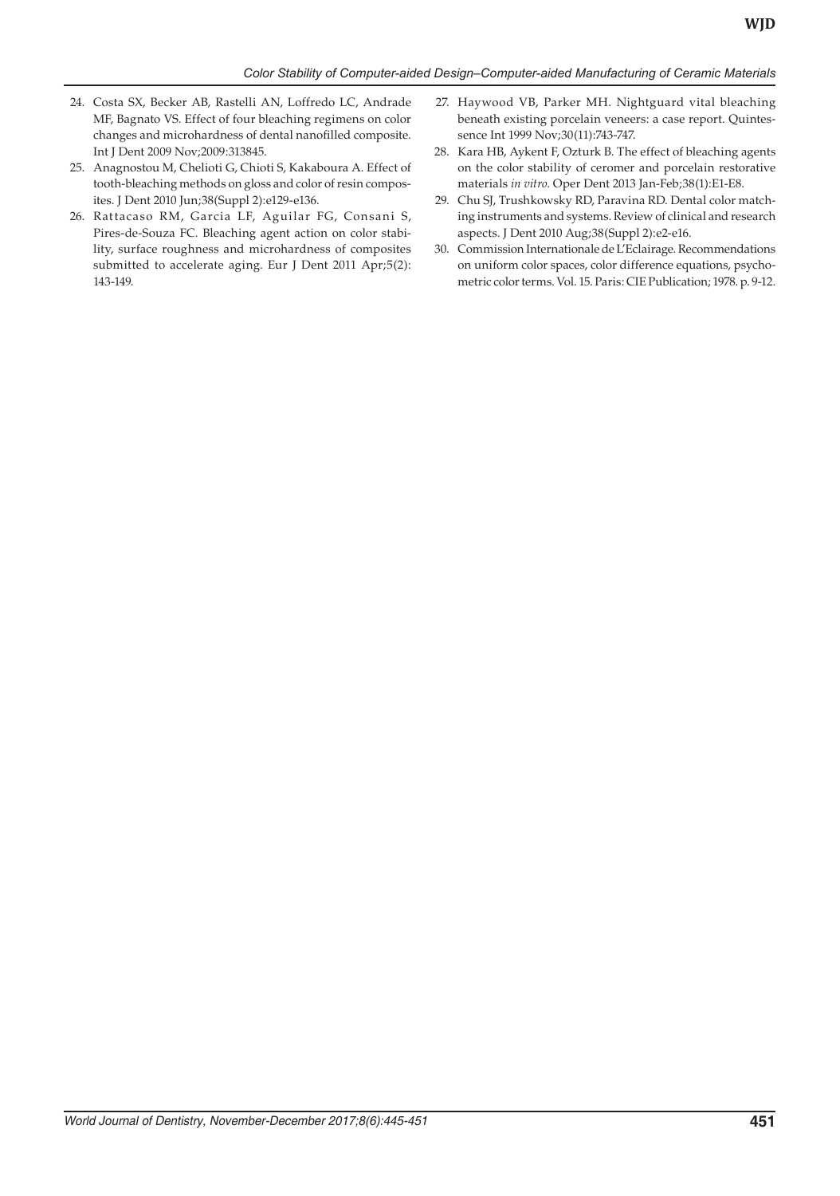24. Costa SX, Becker AB, Rastelli AN, Loffredo LC, Andrade MF, Bagnato VS. Effect of four bleaching regimens on color changes and microhardness of dental nanofilled composite. Int J Dent 2009 Nov;2009:313845.
25. Anagnostou M, Chelioti G, Chioti S, Kakaboura A. Effect of tooth-bleaching methods on gloss and color of resin composites. J Dent 2010 Jun;38(Suppl 2):e129-e136.
26. Rattacaso RM, Garcia LF, Aguilar FG, Consani S, Pires-de-Souza FC. Bleaching agent action on color stability, surface roughness and microhardness of composites submitted to accelerate aging. Eur J Dent 2011 Apr;5(2): 143-149.
27. Haywood VB, Parker MH. Nightguard vital bleaching beneath existing porcelain veneers: a case report. Quintessence Int 1999 Nov;30(11):743-747.
28. Kara HB, Aykent F, Ozturk B. The effect of bleaching agents on the color stability of ceromer and porcelain restorative materials *in vitro*. Oper Dent 2013 Jan-Feb;38(1):E1-E8.
29. Chu SJ, Trushkowsky RD, Paravina RD. Dental color matching instruments and systems. Review of clinical and research aspects. J Dent 2010 Aug;38(Suppl 2):e2-e16.
30. Commission Internationale de L'Eclairage. Recommendations on uniform color spaces, color difference equations, psychometric color terms. Vol. 15. Paris: CIE Publication; 1978. p. 9-12.